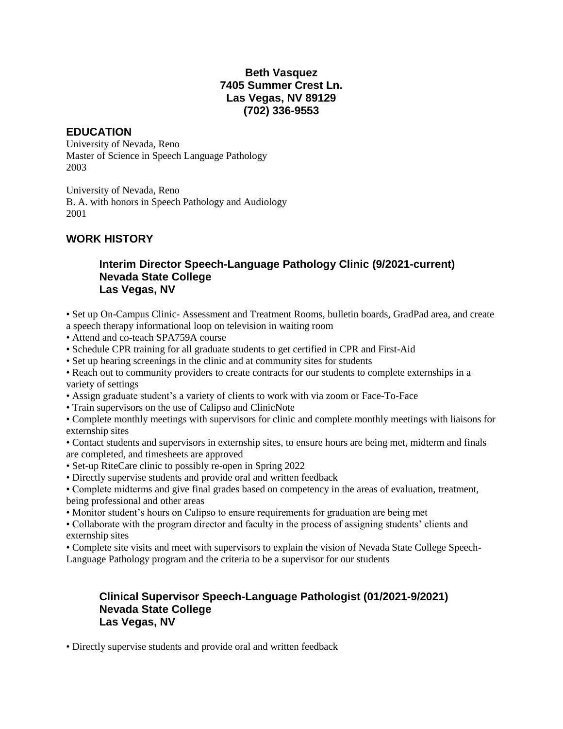**Beth Vasquez**
**7405 Summer Crest Ln.**
**Las Vegas, NV 89129**
**(702) 336-9553**

## EDUCATION

University of Nevada, Reno
Master of Science in Speech Language Pathology
2003

University of Nevada, Reno
B. A. with honors in Speech Pathology and Audiology
2001

## WORK HISTORY

### Interim Director Speech-Language Pathology Clinic (9/2021-current)
### Nevada State College
### Las Vegas, NV

- Set up On-Campus Clinic- Assessment and Treatment Rooms, bulletin boards, GradPad area, and create a speech therapy informational loop on television in waiting room
- Attend and co-teach SPA759A course
- Schedule CPR training for all graduate students to get certified in CPR and First-Aid
- Set up hearing screenings in the clinic and at community sites for students
- Reach out to community providers to create contracts for our students to complete externships in a variety of settings
- Assign graduate student's a variety of clients to work with via zoom or Face-To-Face
- Train supervisors on the use of Calipso and ClinicNote
- Complete monthly meetings with supervisors for clinic and complete monthly meetings with liaisons for externship sites
- Contact students and supervisors in externship sites, to ensure hours are being met, midterm and finals are completed, and timesheets are approved
- Set-up RiteCare clinic to possibly re-open in Spring 2022
- Directly supervise students and provide oral and written feedback
- Complete midterms and give final grades based on competency in the areas of evaluation, treatment, being professional and other areas
- Monitor student's hours on Calipso to ensure requirements for graduation are being met
- Collaborate with the program director and faculty in the process of assigning students' clients and externship sites
- Complete site visits and meet with supervisors to explain the vision of Nevada State College Speech-Language Pathology program and the criteria to be a supervisor for our students

### Clinical Supervisor Speech-Language Pathologist (01/2021-9/2021)
### Nevada State College
### Las Vegas, NV

- Directly supervise students and provide oral and written feedback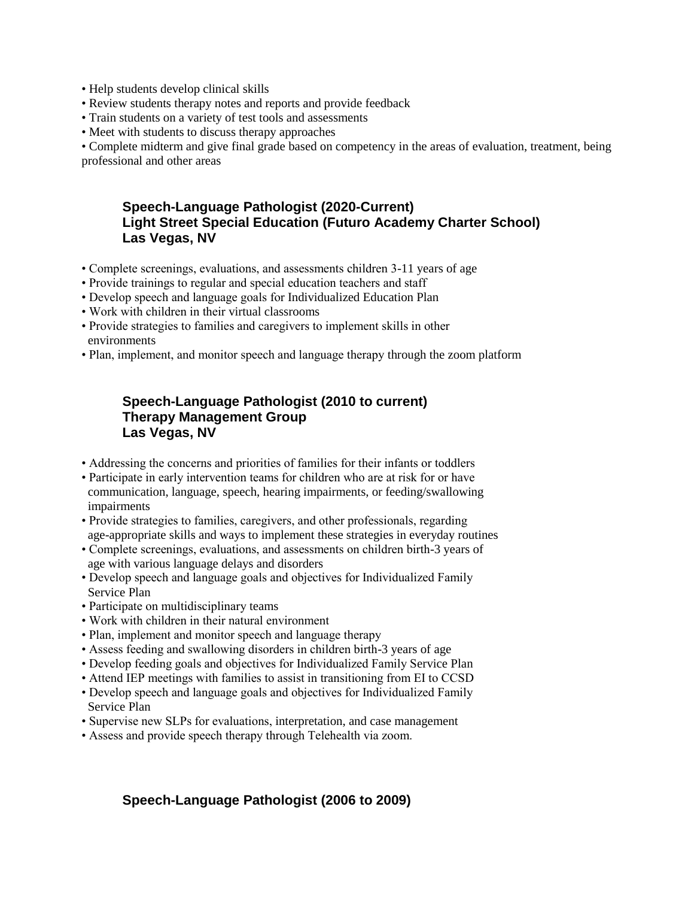- Help students develop clinical skills
- Review students therapy notes and reports and provide feedback
- Train students on a variety of test tools and assessments
- Meet with students to discuss therapy approaches
- Complete midterm and give final grade based on competency in the areas of evaluation, treatment, being professional and other areas

### Speech-Language Pathologist (2020-Current)
### Light Street Special Education (Futuro Academy Charter School)
### Las Vegas, NV

- Complete screenings, evaluations, and assessments children 3-11 years of age
- Provide trainings to regular and special education teachers and staff
- Develop speech and language goals for Individualized Education Plan
- Work with children in their virtual classrooms
- Provide strategies to families and caregivers to implement skills in other environments
- Plan, implement, and monitor speech and language therapy through the zoom platform

### Speech-Language Pathologist (2010 to current)
### Therapy Management Group
### Las Vegas, NV

- Addressing the concerns and priorities of families for their infants or toddlers
- Participate in early intervention teams for children who are at risk for or have communication, language, speech, hearing impairments, or feeding/swallowing impairments
- Provide strategies to families, caregivers, and other professionals, regarding age-appropriate skills and ways to implement these strategies in everyday routines
- Complete screenings, evaluations, and assessments on children birth-3 years of age with various language delays and disorders
- Develop speech and language goals and objectives for Individualized Family Service Plan
- Participate on multidisciplinary teams
- Work with children in their natural environment
- Plan, implement and monitor speech and language therapy
- Assess feeding and swallowing disorders in children birth-3 years of age
- Develop feeding goals and objectives for Individualized Family Service Plan
- Attend IEP meetings with families to assist in transitioning from EI to CCSD
- Develop speech and language goals and objectives for Individualized Family Service Plan
- Supervise new SLPs for evaluations, interpretation, and case management
- Assess and provide speech therapy through Telehealth via zoom.

### Speech-Language Pathologist (2006 to 2009)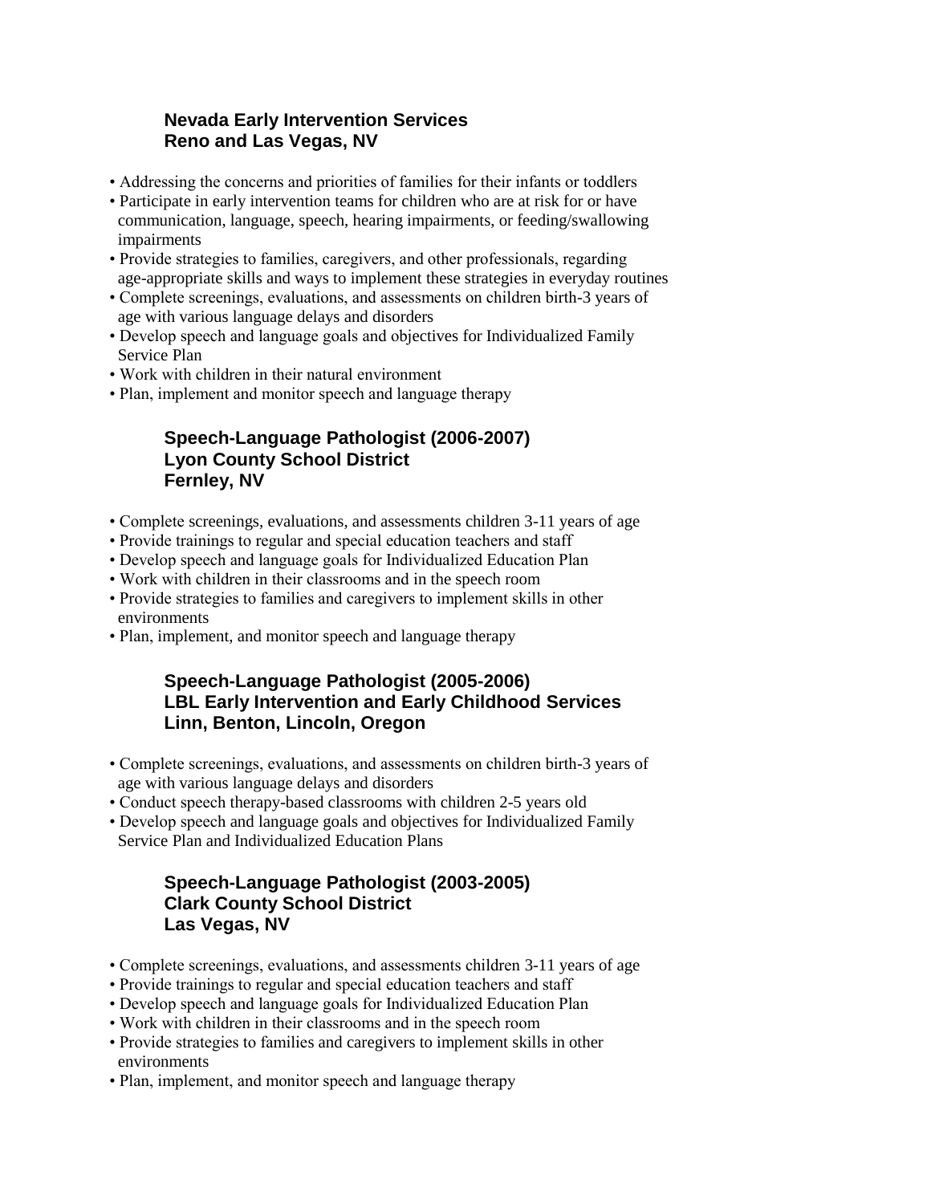**Nevada Early Intervention Services**
**Reno and Las Vegas, NV**

- Addressing the concerns and priorities of families for their infants or toddlers
- Participate in early intervention teams for children who are at risk for or have communication, language, speech, hearing impairments, or feeding/swallowing impairments
- Provide strategies to families, caregivers, and other professionals, regarding age-appropriate skills and ways to implement these strategies in everyday routines
- Complete screenings, evaluations, and assessments on children birth-3 years of age with various language delays and disorders
- Develop speech and language goals and objectives for Individualized Family Service Plan
- Work with children in their natural environment
- Plan, implement and monitor speech and language therapy

**Speech-Language Pathologist (2006-2007)**
**Lyon County School District**
**Fernley, NV**

- Complete screenings, evaluations, and assessments children 3-11 years of age
- Provide trainings to regular and special education teachers and staff
- Develop speech and language goals for Individualized Education Plan
- Work with children in their classrooms and in the speech room
- Provide strategies to families and caregivers to implement skills in other environments
- Plan, implement, and monitor speech and language therapy

**Speech-Language Pathologist (2005-2006)**
**LBL Early Intervention and Early Childhood Services**
**Linn, Benton, Lincoln, Oregon**

- Complete screenings, evaluations, and assessments on children birth-3 years of age with various language delays and disorders
- Conduct speech therapy-based classrooms with children 2-5 years old
- Develop speech and language goals and objectives for Individualized Family Service Plan and Individualized Education Plans

**Speech-Language Pathologist (2003-2005)**
**Clark County School District**
**Las Vegas, NV**

- Complete screenings, evaluations, and assessments children 3-11 years of age
- Provide trainings to regular and special education teachers and staff
- Develop speech and language goals for Individualized Education Plan
- Work with children in their classrooms and in the speech room
- Provide strategies to families and caregivers to implement skills in other environments
- Plan, implement, and monitor speech and language therapy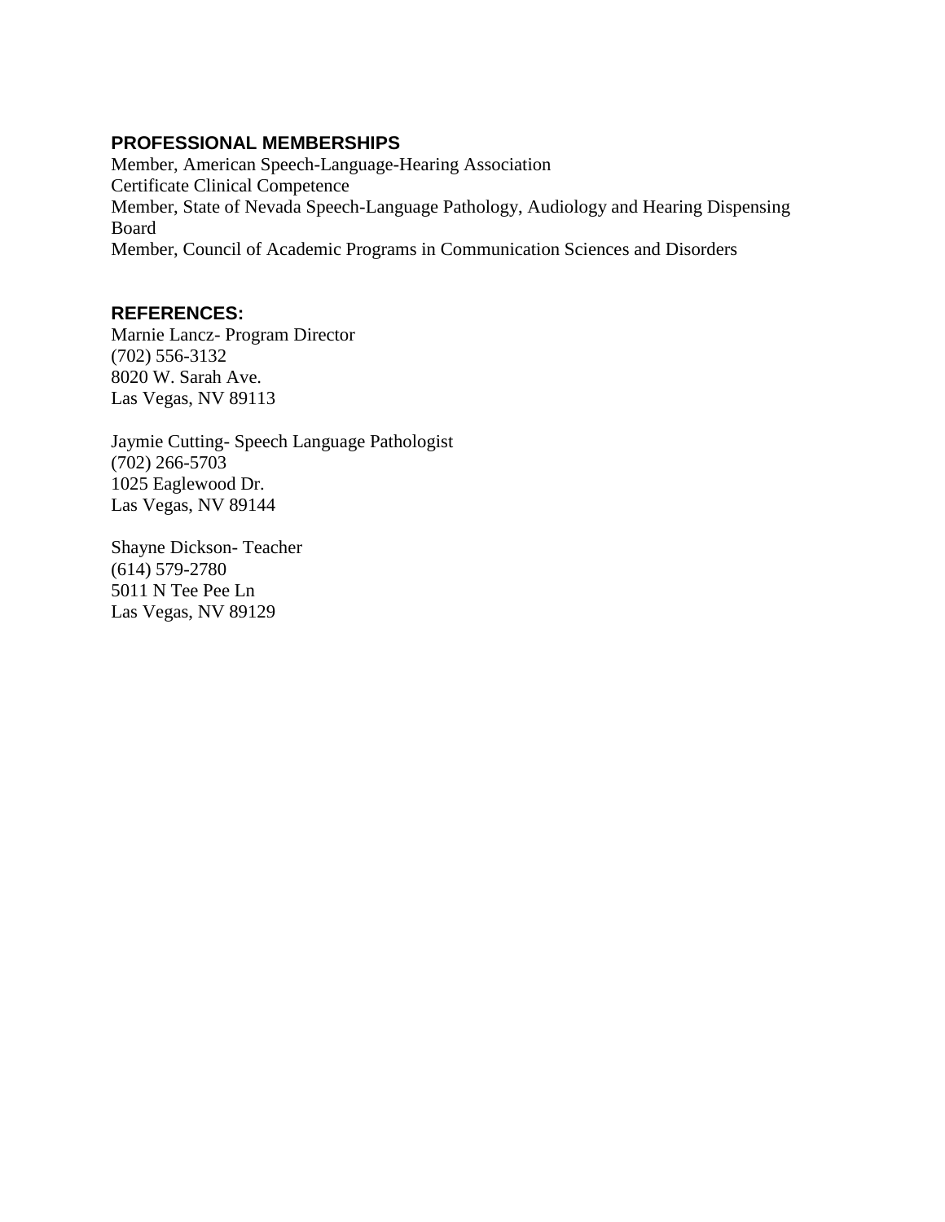## PROFESSIONAL MEMBERSHIPS

Member, American Speech-Language-Hearing Association
Certificate Clinical Competence
Member, State of Nevada Speech-Language Pathology, Audiology and Hearing Dispensing Board
Member, Council of Academic Programs in Communication Sciences and Disorders

## REFERENCES:

Marnie Lancz- Program Director
(702) 556-3132
8020 W. Sarah Ave.
Las Vegas, NV 89113

Jaymie Cutting- Speech Language Pathologist
(702) 266-5703
1025 Eaglewood Dr.
Las Vegas, NV 89144

Shayne Dickson- Teacher
(614) 579-2780
5011 N Tee Pee Ln
Las Vegas, NV 89129